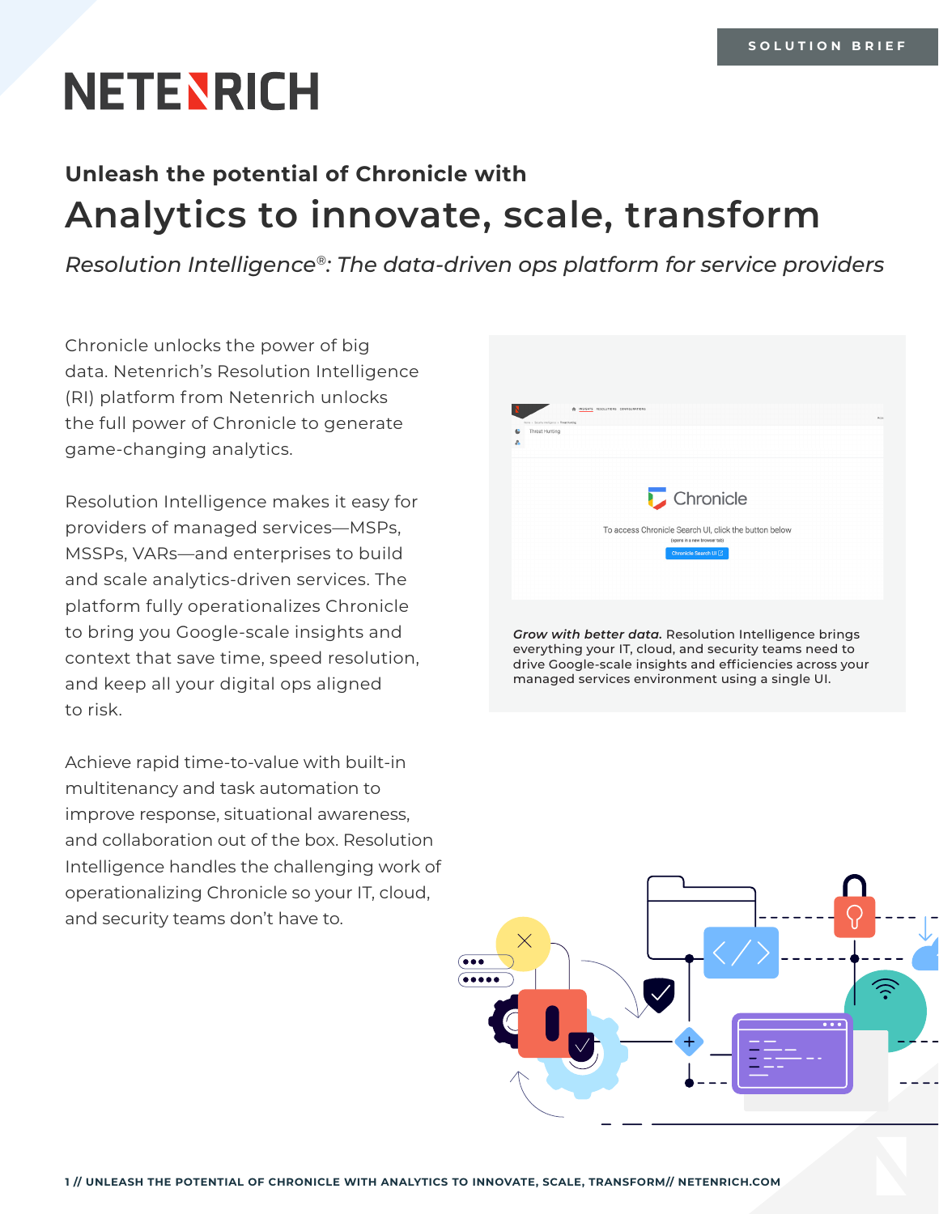SOLUTION BRIEF

# Unleash the potential of Chronicle with

# Analytics to innovate, scale, transform

*Resolution Intelligence®: The data-driven ops platform for service providers*

Chronicle unlocks the power of big data. Netenrich's Resolution Intelligence (RI) platform from Netenrich unlocks the full power of Chronicle to generate game-changing analytics.

Resolution Intelligence makes it easy for providers of managed services—MSPs, MSSPs, VARs—and enterprises to build and scale analytics-driven services. The platform fully operationalizes Chronicle to bring you Google-scale insights and context that save time, speed resolution, and keep all your digital ops aligned to risk.

Achieve rapid time-to-value with built-in multitenancy and task automation to improve response, situational awareness, and collaboration out of the box. Resolution Intelligence handles the challenging work of operationalizing Chronicle so your IT, cloud, and security teams don't have to.

***Grow with better data.*** Resolution Intelligence brings everything your IT, cloud, and security teams need to drive Google-scale insights and efficiencies across your managed services environment using a single UI.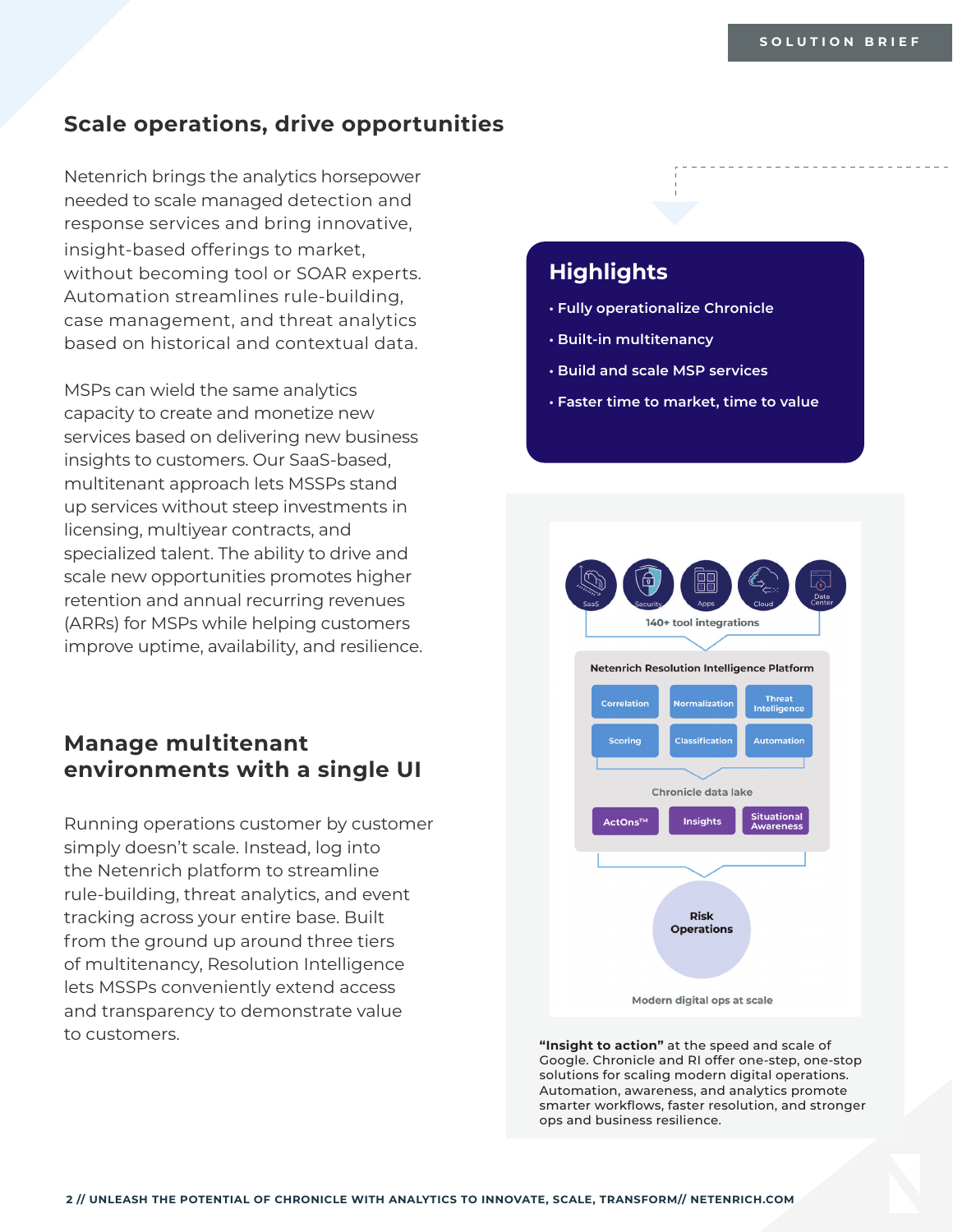## Scale operations, drive opportunities

Netenrich brings the analytics horsepower needed to scale managed detection and response services and bring innovative, insight-based offerings to market, without becoming tool or SOAR experts. Automation streamlines rule-building, case management, and threat analytics based on historical and contextual data.

MSPs can wield the same analytics capacity to create and monetize new services based on delivering new business insights to customers. Our SaaS-based, multitenant approach lets MSSPs stand up services without steep investments in licensing, multiyear contracts, and specialized talent. The ability to drive and scale new opportunities promotes higher retention and annual recurring revenues (ARRs) for MSPs while helping customers improve uptime, availability, and resilience.

## Manage multitenant environments with a single UI

Running operations customer by customer simply doesn't scale. Instead, log into the Netenrich platform to streamline rule-building, threat analytics, and event tracking across your entire base. Built from the ground up around three tiers of multitenancy, Resolution Intelligence lets MSSPs conveniently extend access and transparency to demonstrate value to customers.

### Highlights

- Fully operationalize Chronicle
- Built-in multitenancy
- Build and scale MSP services
- Faster time to market, time to value

SaaS | Security | Apps | Cloud | Data Center

140+ tool integrations

Netenrich Resolution Intelligence Platform

Correlation | Normalization | Threat Intelligence | Scoring | Classification | Automation

Chronicle data lake

ActOns™ | Insights | Situational Awareness

Risk Operations

Modern digital ops at scale

**"Insight to action"** at the speed and scale of Google. Chronicle and RI offer one-step, one-stop solutions for scaling modern digital operations. Automation, awareness, and analytics promote smarter workflows, faster resolution, and stronger ops and business resilience.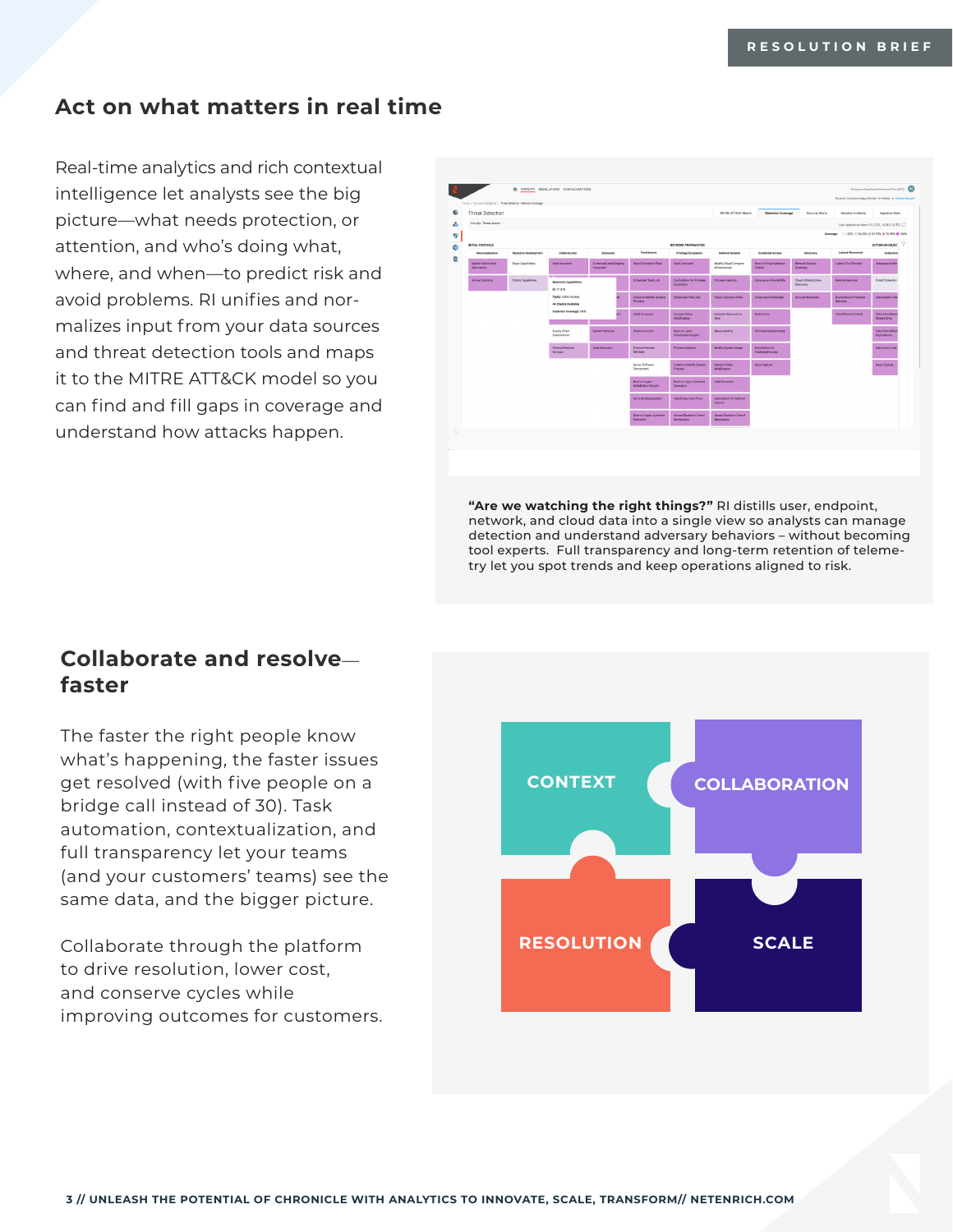## Act on what matters in real time

Real-time analytics and rich contextual intelligence let analysts see the big picture—what needs protection, or attention, and who's doing what, where, and when—to predict risk and avoid problems. RI unifies and normalizes input from your data sources and threat detection tools and maps it to the MITRE ATT&CK model so you can find and fill gaps in coverage and understand how attacks happen.

**"Are we watching the right things?"** RI distills user, endpoint, network, and cloud data into a single view so analysts can manage detection and understand adversary behaviors – without becoming tool experts. Full transparency and long-term retention of telemetry let you spot trends and keep operations aligned to risk.

## Collaborate and resolve—faster

The faster the right people know what's happening, the faster issues get resolved (with five people on a bridge call instead of 30). Task automation, contextualization, and full transparency let your teams (and your customers' teams) see the same data, and the bigger picture.

Collaborate through the platform to drive resolution, lower cost, and conserve cycles while improving outcomes for customers.

CONTEXT

COLLABORATION

RESOLUTION

SCALE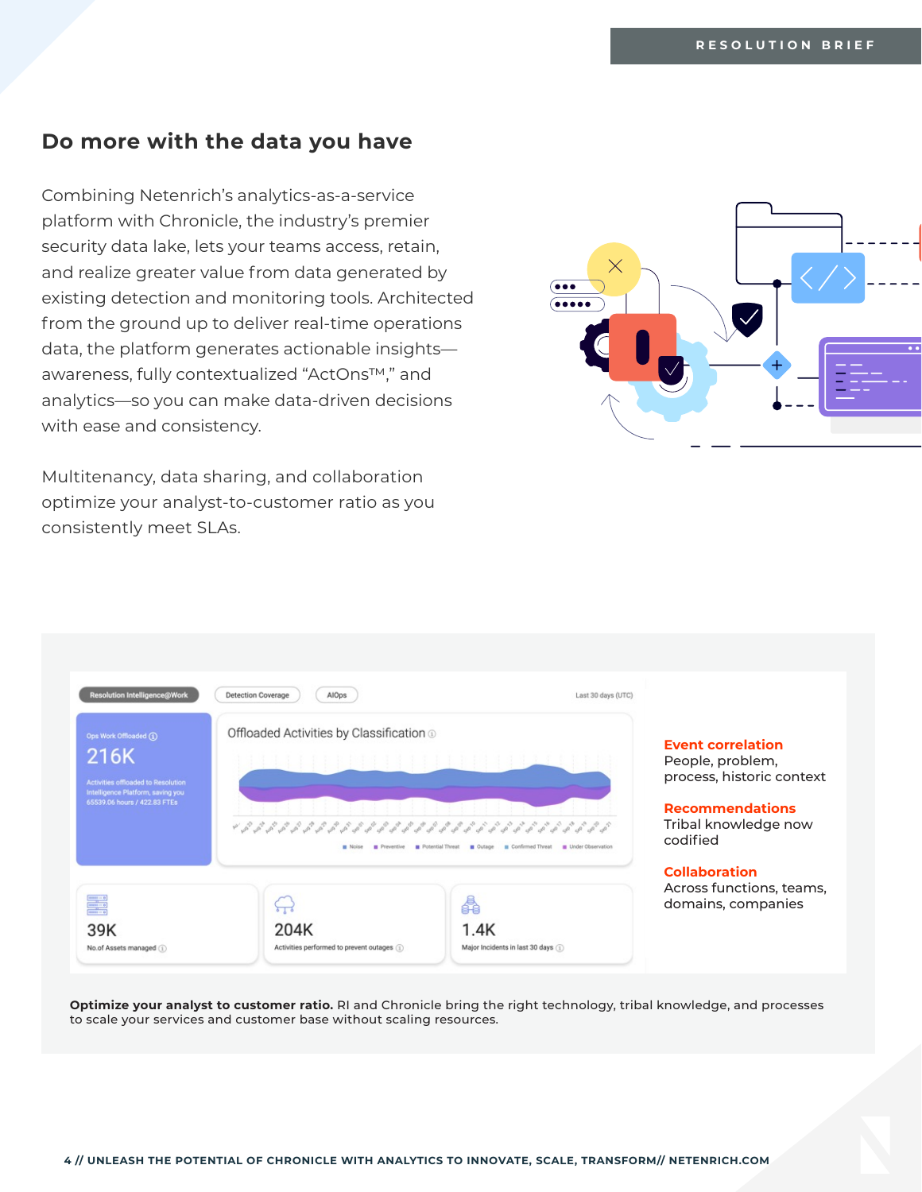## Do more with the data you have

Combining Netenrich's analytics-as-a-service platform with Chronicle, the industry's premier security data lake, lets your teams access, retain, and realize greater value from data generated by existing detection and monitoring tools. Architected from the ground up to deliver real-time operations data, the platform generates actionable insights—awareness, fully contextualized "ActOns™," and analytics—so you can make data-driven decisions with ease and consistency.

Multitenancy, data sharing, and collaboration optimize your analyst-to-customer ratio as you consistently meet SLAs.

**Event correlation**
People, problem, process, historic context

**Recommendations**
Tribal knowledge now codified

**Collaboration**
Across functions, teams, domains, companies

**Optimize your analyst to customer ratio.** RI and Chronicle bring the right technology, tribal knowledge, and processes to scale your services and customer base without scaling resources.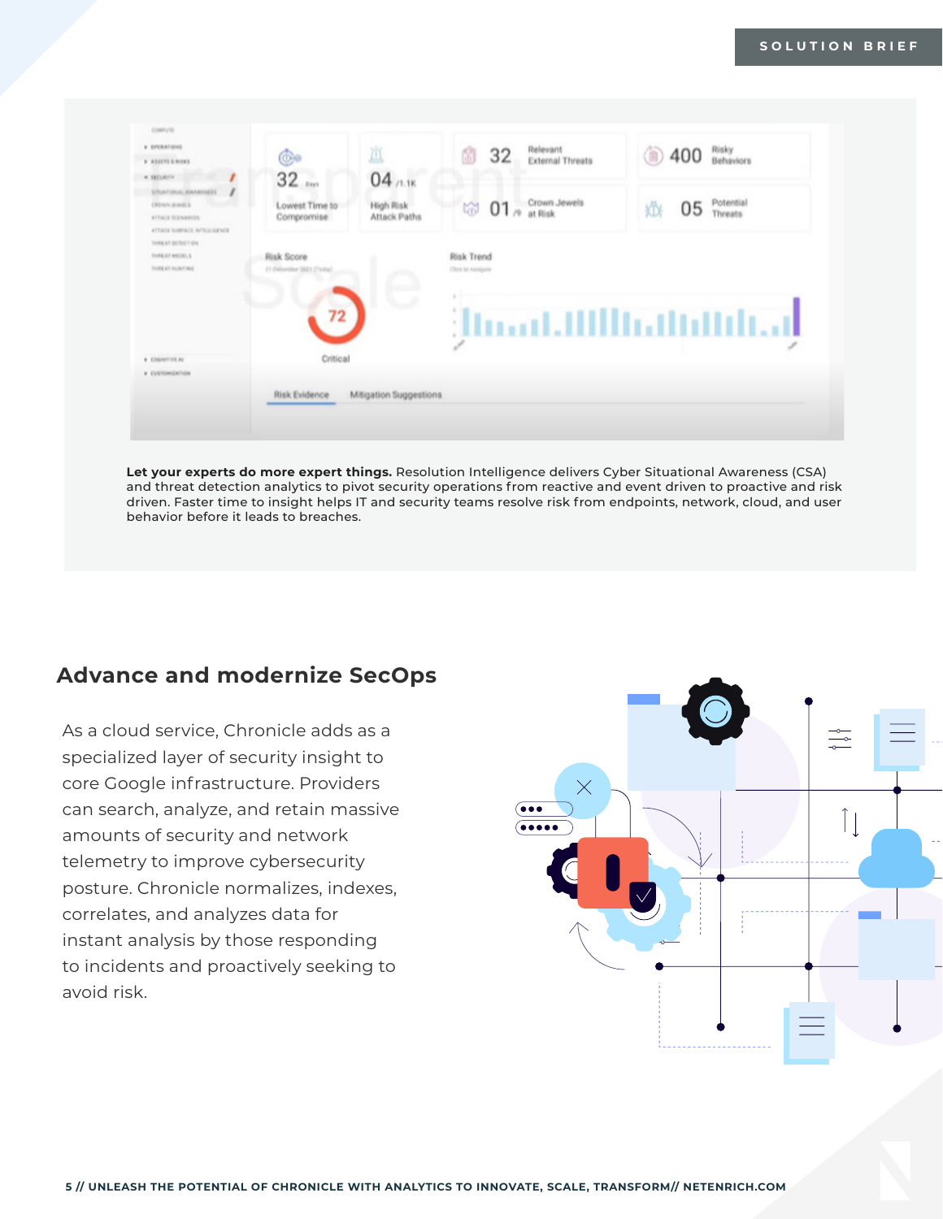**Let your experts do more expert things.** Resolution Intelligence delivers Cyber Situational Awareness (CSA) and threat detection analytics to pivot security operations from reactive and event driven to proactive and risk driven. Faster time to insight helps IT and security teams resolve risk from endpoints, network, cloud, and user behavior before it leads to breaches.

## Advance and modernize SecOps

As a cloud service, Chronicle adds as a specialized layer of security insight to core Google infrastructure. Providers can search, analyze, and retain massive amounts of security and network telemetry to improve cybersecurity posture. Chronicle normalizes, indexes, correlates, and analyzes data for instant analysis by those responding to incidents and proactively seeking to avoid risk.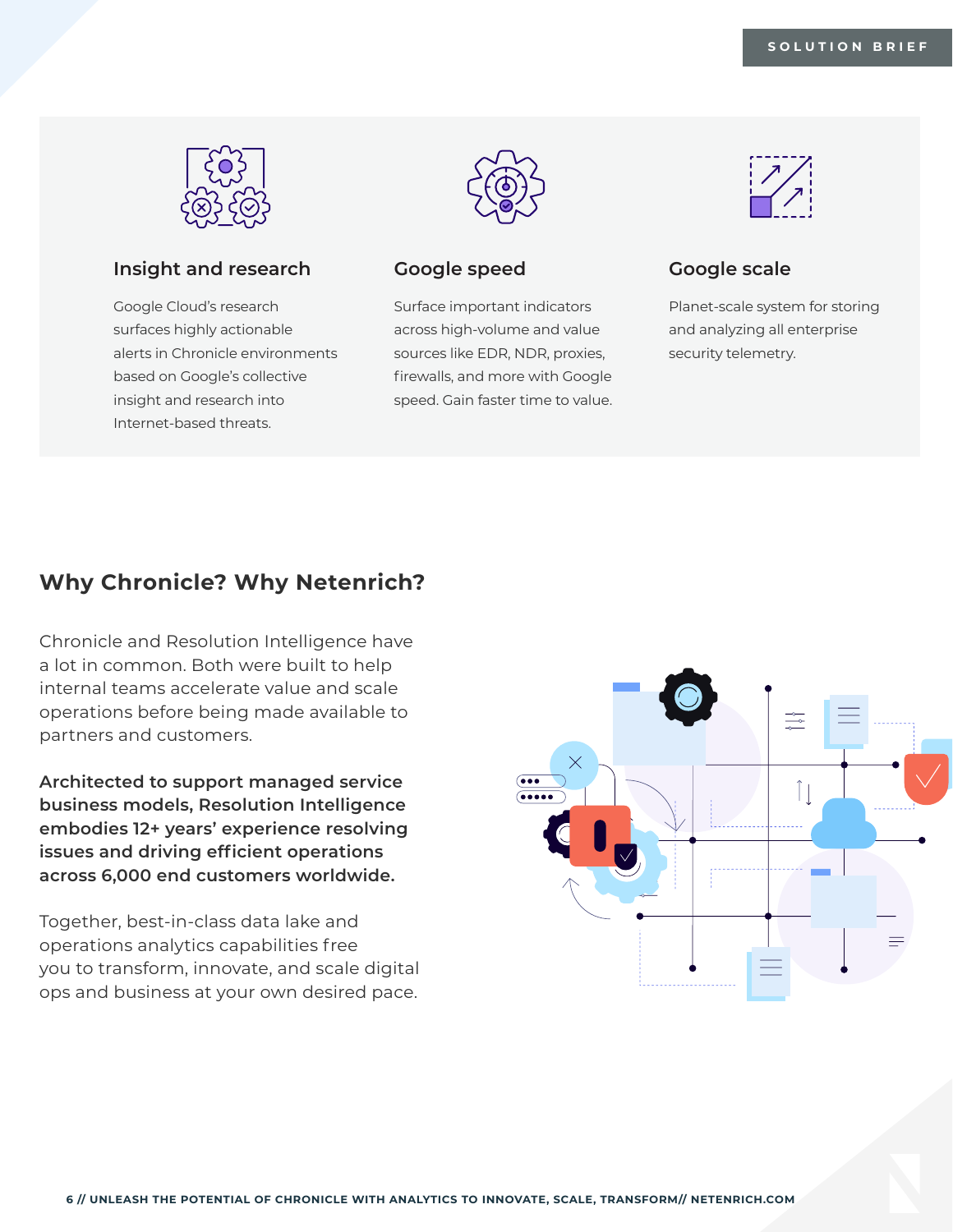### Insight and research

Google Cloud's research surfaces highly actionable alerts in Chronicle environments based on Google's collective insight and research into Internet-based threats.

### Google speed

Surface important indicators across high-volume and value sources like EDR, NDR, proxies, firewalls, and more with Google speed. Gain faster time to value.

### Google scale

Planet-scale system for storing and analyzing all enterprise security telemetry.

## Why Chronicle? Why Netenrich?

Chronicle and Resolution Intelligence have a lot in common. Both were built to help internal teams accelerate value and scale operations before being made available to partners and customers.

**Architected to support managed service business models, Resolution Intelligence embodies 12+ years' experience resolving issues and driving efficient operations across 6,000 end customers worldwide.**

Together, best-in-class data lake and operations analytics capabilities free you to transform, innovate, and scale digital ops and business at your own desired pace.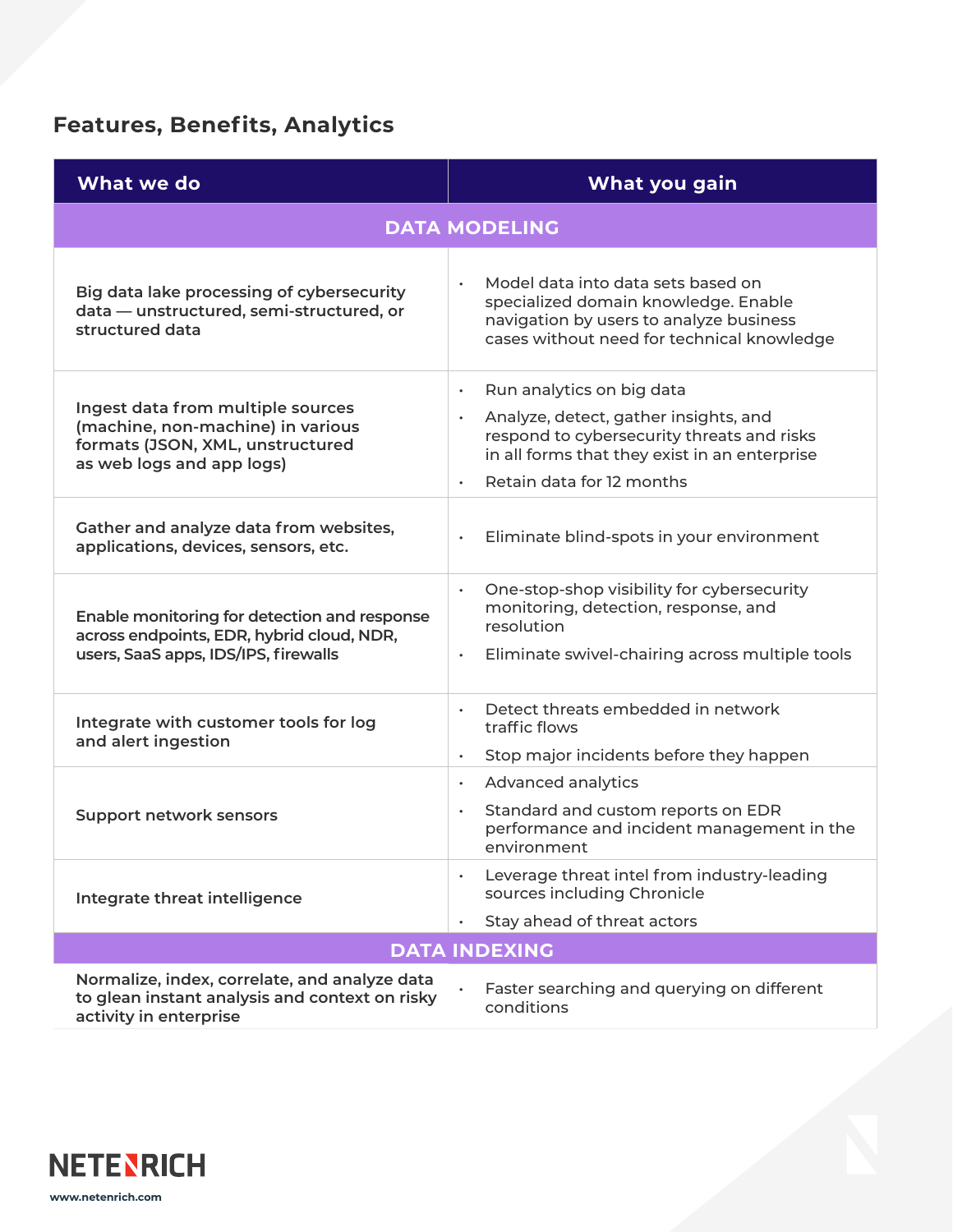## Features, Benefits, Analytics

| What we do | What you gain |
|---|---|
| **DATA MODELING** | |
| Big data lake processing of cybersecurity data — unstructured, semi-structured, or structured data | • Model data into data sets based on specialized domain knowledge. Enable navigation by users to analyze business cases without need for technical knowledge |
| Ingest data from multiple sources (machine, non-machine) in various formats (JSON, XML, unstructured as web logs and app logs) | • Run analytics on big data<br>• Analyze, detect, gather insights, and respond to cybersecurity threats and risks in all forms that they exist in an enterprise<br>• Retain data for 12 months |
| Gather and analyze data from websites, applications, devices, sensors, etc. | • Eliminate blind-spots in your environment |
| Enable monitoring for detection and response across endpoints, EDR, hybrid cloud, NDR, users, SaaS apps, IDS/IPS, firewalls | • One-stop-shop visibility for cybersecurity monitoring, detection, response, and resolution<br>• Eliminate swivel-chairing across multiple tools |
| Integrate with customer tools for log and alert ingestion | • Detect threats embedded in network traffic flows<br>• Stop major incidents before they happen |
| Support network sensors | • Advanced analytics<br>• Standard and custom reports on EDR performance and incident management in the environment |
| Integrate threat intelligence | • Leverage threat intel from industry-leading sources including Chronicle<br>• Stay ahead of threat actors |
| **DATA INDEXING** | |
| Normalize, index, correlate, and analyze data to glean instant analysis and context on risky activity in enterprise | • Faster searching and querying on different conditions |

NETENRICH

www.netenrich.com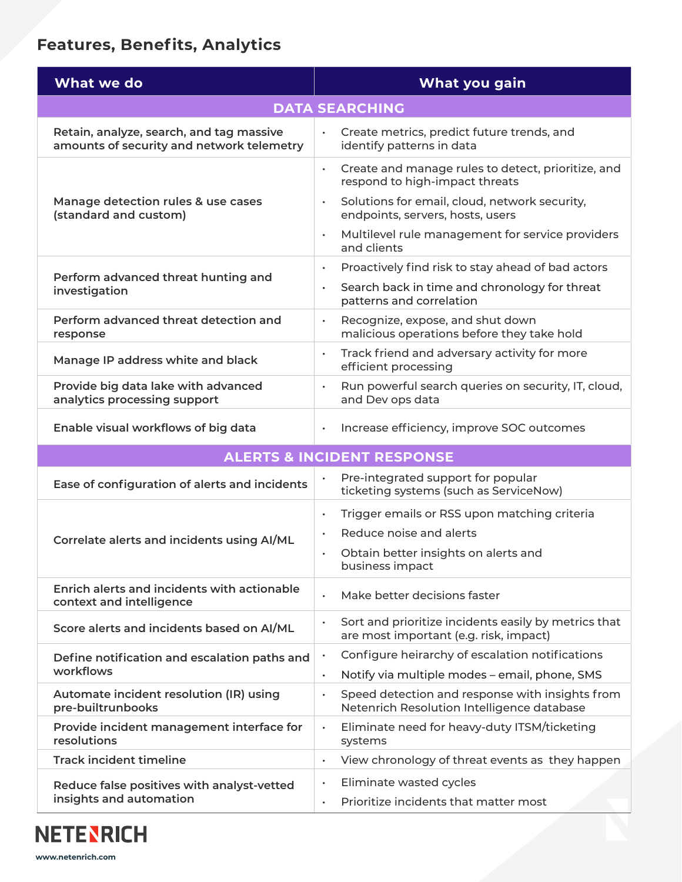## Features, Benefits, Analytics

| What we do | What you gain |
|---|---|
| **DATA SEARCHING** | |
| Retain, analyze, search, and tag massive amounts of security and network telemetry | • Create metrics, predict future trends, and identify patterns in data |
| Manage detection rules & use cases (standard and custom) | • Create and manage rules to detect, prioritize, and respond to high-impact threats<br>• Solutions for email, cloud, network security, endpoints, servers, hosts, users<br>• Multilevel rule management for service providers and clients |
| Perform advanced threat hunting and investigation | • Proactively find risk to stay ahead of bad actors<br>• Search back in time and chronology for threat patterns and correlation |
| Perform advanced threat detection and response | • Recognize, expose, and shut down malicious operations before they take hold |
| Manage IP address white and black | • Track friend and adversary activity for more efficient processing |
| Provide big data lake with advanced analytics processing support | • Run powerful search queries on security, IT, cloud, and Dev ops data |
| Enable visual workflows of big data | • Increase efficiency, improve SOC outcomes |
| **ALERTS & INCIDENT RESPONSE** | |
| Ease of configuration of alerts and incidents | • Pre-integrated support for popular ticketing systems (such as ServiceNow) |
| Correlate alerts and incidents using AI/ML | • Trigger emails or RSS upon matching criteria<br>• Reduce noise and alerts<br>• Obtain better insights on alerts and business impact |
| Enrich alerts and incidents with actionable context and intelligence | • Make better decisions faster |
| Score alerts and incidents based on AI/ML | • Sort and prioritize incidents easily by metrics that are most important (e.g. risk, impact) |
| Define notification and escalation paths and workflows | • Configure heirarchy of escalation notifications<br>• Notify via multiple modes – email, phone, SMS |
| Automate incident resolution (IR) using pre-builtrunbooks | • Speed detection and response with insights from Netenrich Resolution Intelligence database |
| Provide incident management interface for resolutions | • Eliminate need for heavy-duty ITSM/ticketing systems |
| Track incident timeline | • View chronology of threat events as they happen |
| Reduce false positives with analyst-vetted insights and automation | • Eliminate wasted cycles<br>• Prioritize incidents that matter most |

NETENRICH

www.netenrich.com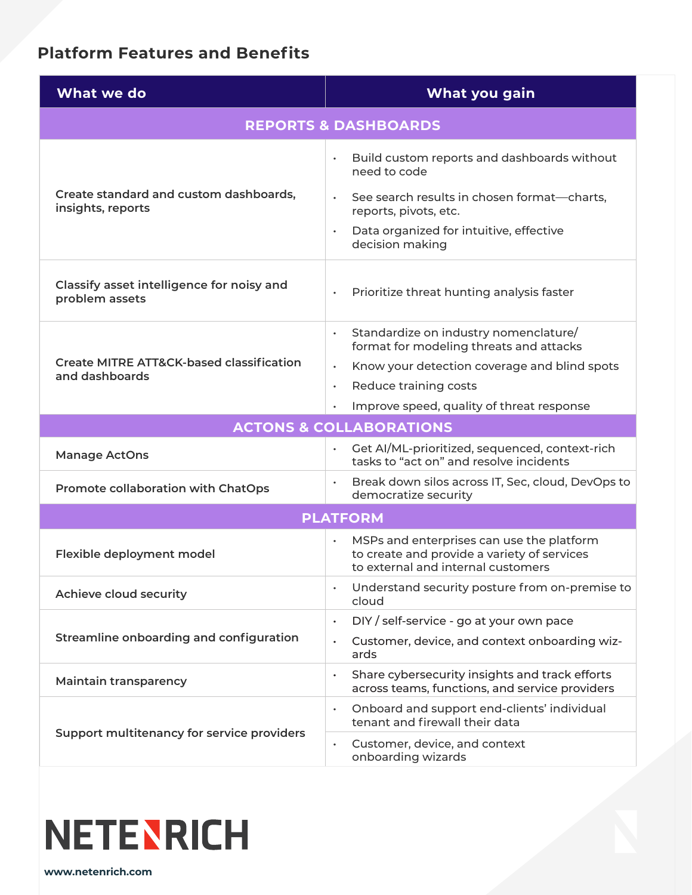## Platform Features and Benefits

| What we do | What you gain |
|---|---|
| **REPORTS & DASHBOARDS** | |
| Create standard and custom dashboards, insights, reports | • Build custom reports and dashboards without need to code<br>• See search results in chosen format—charts, reports, pivots, etc.<br>• Data organized for intuitive, effective decision making |
| Classify asset intelligence for noisy and problem assets | • Prioritize threat hunting analysis faster |
| Create MITRE ATT&CK-based classification and dashboards | • Standardize on industry nomenclature/ format for modeling threats and attacks<br>• Know your detection coverage and blind spots<br>• Reduce training costs<br>• Improve speed, quality of threat response |
| **ACTONS & COLLABORATIONS** | |
| Manage ActOns | • Get AI/ML-prioritized, sequenced, context-rich tasks to "act on" and resolve incidents |
| Promote collaboration with ChatOps | • Break down silos across IT, Sec, cloud, DevOps to democratize security |
| **PLATFORM** | |
| Flexible deployment model | • MSPs and enterprises can use the platform to create and provide a variety of services to external and internal customers |
| Achieve cloud security | • Understand security posture from on-premise to cloud |
| Streamline onboarding and configuration | • DIY / self-service - go at your own pace<br>• Customer, device, and context onboarding wizards |
| Maintain transparency | • Share cybersecurity insights and track efforts across teams, functions, and service providers |
| Support multitenancy for service providers | • Onboard and support end-clients' individual tenant and firewall their data<br>• Customer, device, and context onboarding wizards |

NETENRICH

www.netenrich.com